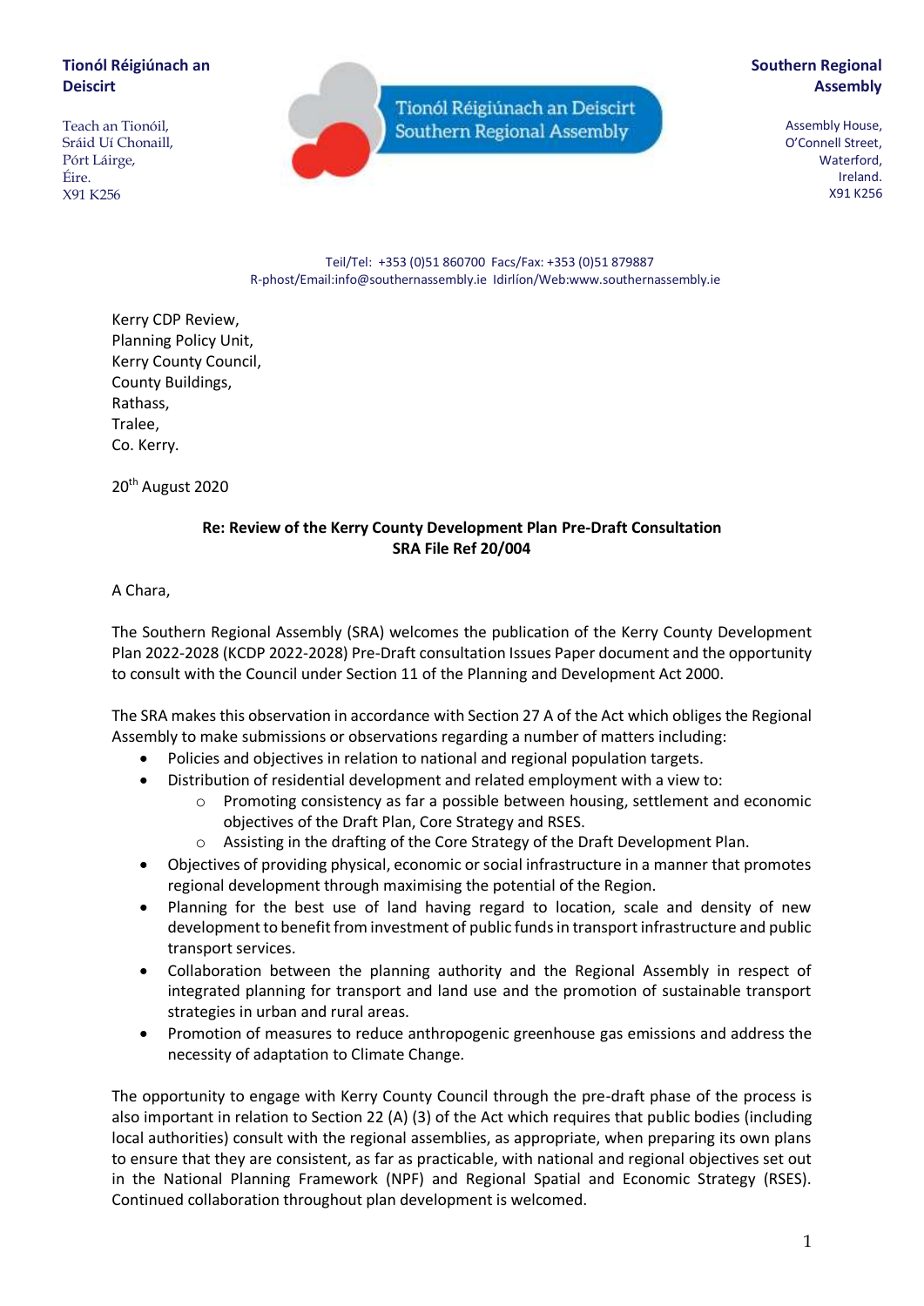**Tionól Réigiúnach an Deiscirt**

Teach an Tionóil,
Sráid Uí Chonaill,
Pórt Láirge,
Éire.
X91 K256

Tionól Réigiúnach an Deiscirt
Southern Regional Assembly

**Southern Regional Assembly**

Assembly House,
O'Connell Street,
Waterford,
Ireland.
X91 K256

Teil/Tel: +353 (0)51 860700 Facs/Fax: +353 (0)51 879887
R-phost/Email:info@southernassembly.ie Idirlíon/Web:www.southernassembly.ie

Kerry CDP Review,
Planning Policy Unit,
Kerry County Council,
County Buildings,
Rathass,
Tralee,
Co. Kerry.

20th August 2020

**Re: Review of the Kerry County Development Plan Pre-Draft Consultation**
**SRA File Ref 20/004**

A Chara,

The Southern Regional Assembly (SRA) welcomes the publication of the Kerry County Development Plan 2022-2028 (KCDP 2022-2028) Pre-Draft consultation Issues Paper document and the opportunity to consult with the Council under Section 11 of the Planning and Development Act 2000.

The SRA makes this observation in accordance with Section 27 A of the Act which obliges the Regional Assembly to make submissions or observations regarding a number of matters including:

- Policies and objectives in relation to national and regional population targets.
- Distribution of residential development and related employment with a view to:
  - Promoting consistency as far a possible between housing, settlement and economic objectives of the Draft Plan, Core Strategy and RSES.
  - Assisting in the drafting of the Core Strategy of the Draft Development Plan.
- Objectives of providing physical, economic or social infrastructure in a manner that promotes regional development through maximising the potential of the Region.
- Planning for the best use of land having regard to location, scale and density of new development to benefit from investment of public funds in transport infrastructure and public transport services.
- Collaboration between the planning authority and the Regional Assembly in respect of integrated planning for transport and land use and the promotion of sustainable transport strategies in urban and rural areas.
- Promotion of measures to reduce anthropogenic greenhouse gas emissions and address the necessity of adaptation to Climate Change.

The opportunity to engage with Kerry County Council through the pre-draft phase of the process is also important in relation to Section 22 (A) (3) of the Act which requires that public bodies (including local authorities) consult with the regional assemblies, as appropriate, when preparing its own plans to ensure that they are consistent, as far as practicable, with national and regional objectives set out in the National Planning Framework (NPF) and Regional Spatial and Economic Strategy (RSES). Continued collaboration throughout plan development is welcomed.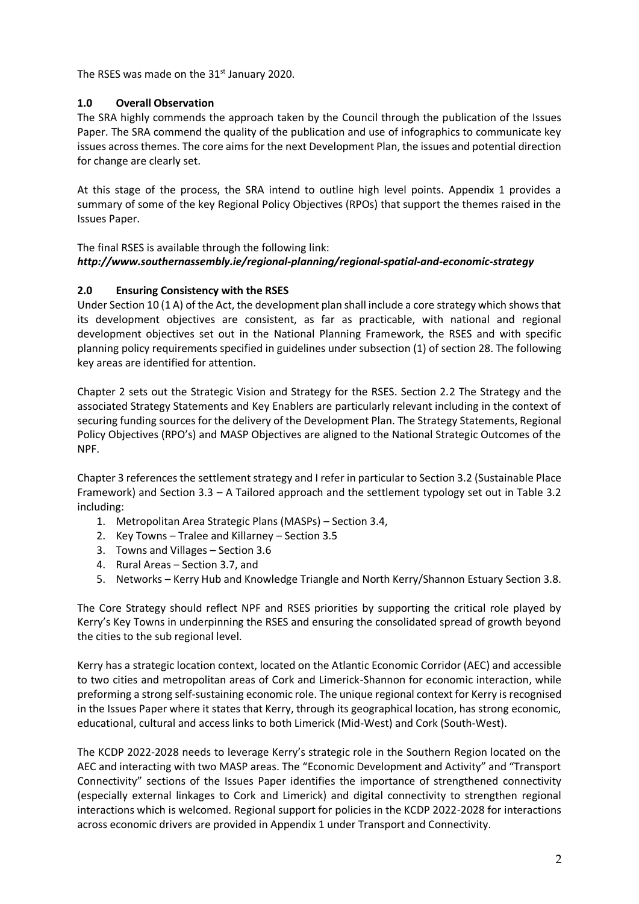The RSES was made on the 31st January 2020.

## 1.0 Overall Observation

The SRA highly commends the approach taken by the Council through the publication of the Issues Paper. The SRA commend the quality of the publication and use of infographics to communicate key issues across themes. The core aims for the next Development Plan, the issues and potential direction for change are clearly set.

At this stage of the process, the SRA intend to outline high level points. Appendix 1 provides a summary of some of the key Regional Policy Objectives (RPOs) that support the themes raised in the Issues Paper.

The final RSES is available through the following link:
***http://www.southernassembly.ie/regional-planning/regional-spatial-and-economic-strategy***

## 2.0 Ensuring Consistency with the RSES

Under Section 10 (1 A) of the Act, the development plan shall include a core strategy which shows that its development objectives are consistent, as far as practicable, with national and regional development objectives set out in the National Planning Framework, the RSES and with specific planning policy requirements specified in guidelines under subsection (1) of section 28. The following key areas are identified for attention.

Chapter 2 sets out the Strategic Vision and Strategy for the RSES. Section 2.2 The Strategy and the associated Strategy Statements and Key Enablers are particularly relevant including in the context of securing funding sources for the delivery of the Development Plan. The Strategy Statements, Regional Policy Objectives (RPO's) and MASP Objectives are aligned to the National Strategic Outcomes of the NPF.

Chapter 3 references the settlement strategy and I refer in particular to Section 3.2 (Sustainable Place Framework) and Section 3.3 – A Tailored approach and the settlement typology set out in Table 3.2 including:

1. Metropolitan Area Strategic Plans (MASPs) – Section 3.4,
2. Key Towns – Tralee and Killarney – Section 3.5
3. Towns and Villages – Section 3.6
4. Rural Areas – Section 3.7, and
5. Networks – Kerry Hub and Knowledge Triangle and North Kerry/Shannon Estuary Section 3.8.

The Core Strategy should reflect NPF and RSES priorities by supporting the critical role played by Kerry's Key Towns in underpinning the RSES and ensuring the consolidated spread of growth beyond the cities to the sub regional level.

Kerry has a strategic location context, located on the Atlantic Economic Corridor (AEC) and accessible to two cities and metropolitan areas of Cork and Limerick-Shannon for economic interaction, while preforming a strong self-sustaining economic role. The unique regional context for Kerry is recognised in the Issues Paper where it states that Kerry, through its geographical location, has strong economic, educational, cultural and access links to both Limerick (Mid-West) and Cork (South-West).

The KCDP 2022-2028 needs to leverage Kerry's strategic role in the Southern Region located on the AEC and interacting with two MASP areas. The "Economic Development and Activity" and "Transport Connectivity" sections of the Issues Paper identifies the importance of strengthened connectivity (especially external linkages to Cork and Limerick) and digital connectivity to strengthen regional interactions which is welcomed. Regional support for policies in the KCDP 2022-2028 for interactions across economic drivers are provided in Appendix 1 under Transport and Connectivity.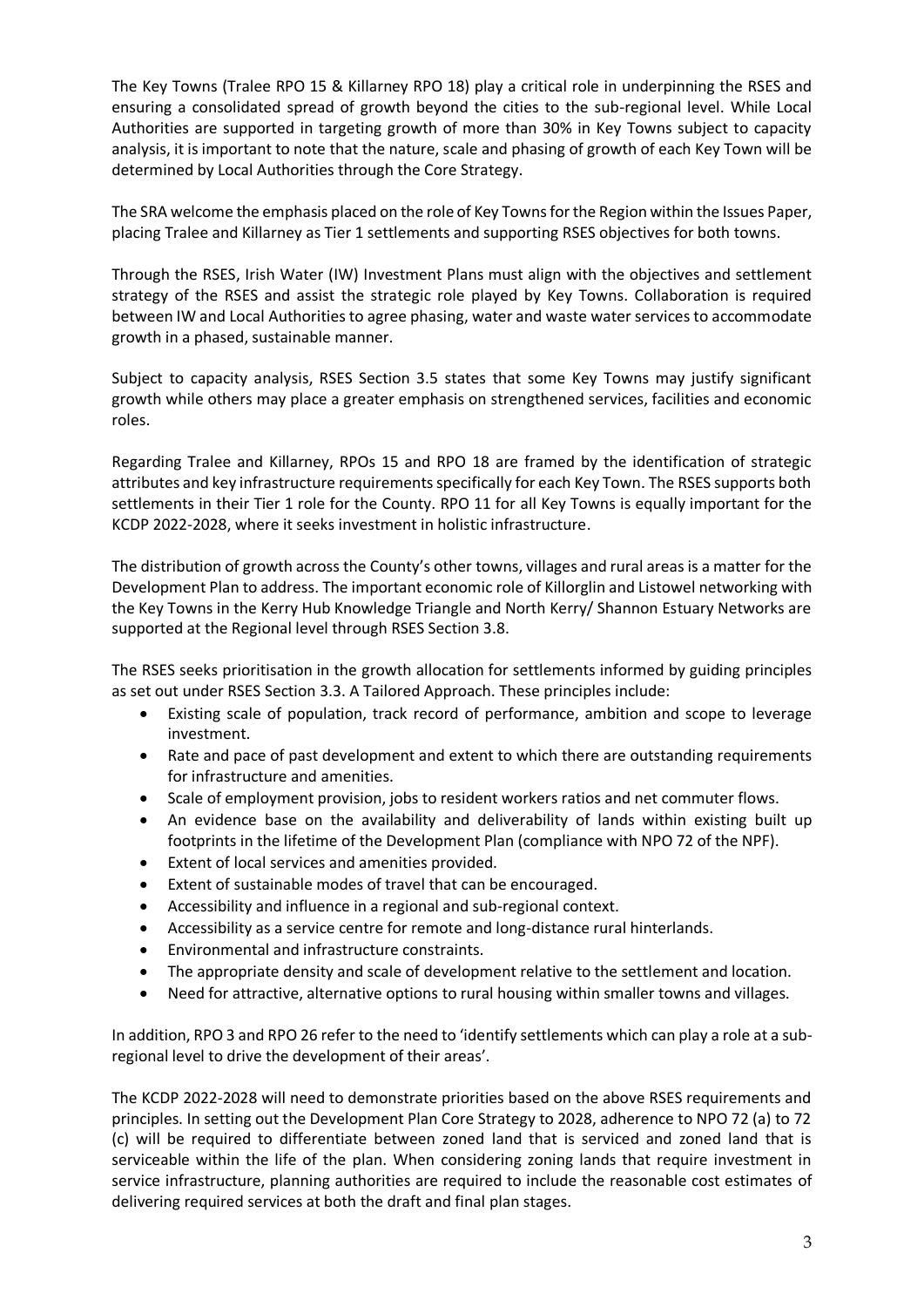The Key Towns (Tralee RPO 15 & Killarney RPO 18) play a critical role in underpinning the RSES and ensuring a consolidated spread of growth beyond the cities to the sub-regional level. While Local Authorities are supported in targeting growth of more than 30% in Key Towns subject to capacity analysis, it is important to note that the nature, scale and phasing of growth of each Key Town will be determined by Local Authorities through the Core Strategy.

The SRA welcome the emphasis placed on the role of Key Towns for the Region within the Issues Paper, placing Tralee and Killarney as Tier 1 settlements and supporting RSES objectives for both towns.

Through the RSES, Irish Water (IW) Investment Plans must align with the objectives and settlement strategy of the RSES and assist the strategic role played by Key Towns. Collaboration is required between IW and Local Authorities to agree phasing, water and waste water services to accommodate growth in a phased, sustainable manner.

Subject to capacity analysis, RSES Section 3.5 states that some Key Towns may justify significant growth while others may place a greater emphasis on strengthened services, facilities and economic roles.

Regarding Tralee and Killarney, RPOs 15 and RPO 18 are framed by the identification of strategic attributes and key infrastructure requirements specifically for each Key Town. The RSES supports both settlements in their Tier 1 role for the County. RPO 11 for all Key Towns is equally important for the KCDP 2022-2028, where it seeks investment in holistic infrastructure.

The distribution of growth across the County's other towns, villages and rural areas is a matter for the Development Plan to address. The important economic role of Killorglin and Listowel networking with the Key Towns in the Kerry Hub Knowledge Triangle and North Kerry/ Shannon Estuary Networks are supported at the Regional level through RSES Section 3.8.

The RSES seeks prioritisation in the growth allocation for settlements informed by guiding principles as set out under RSES Section 3.3. A Tailored Approach. These principles include:

- Existing scale of population, track record of performance, ambition and scope to leverage investment.
- Rate and pace of past development and extent to which there are outstanding requirements for infrastructure and amenities.
- Scale of employment provision, jobs to resident workers ratios and net commuter flows.
- An evidence base on the availability and deliverability of lands within existing built up footprints in the lifetime of the Development Plan (compliance with NPO 72 of the NPF).
- Extent of local services and amenities provided.
- Extent of sustainable modes of travel that can be encouraged.
- Accessibility and influence in a regional and sub-regional context.
- Accessibility as a service centre for remote and long-distance rural hinterlands.
- Environmental and infrastructure constraints.
- The appropriate density and scale of development relative to the settlement and location.
- Need for attractive, alternative options to rural housing within smaller towns and villages.

In addition, RPO 3 and RPO 26 refer to the need to 'identify settlements which can play a role at a sub-regional level to drive the development of their areas'.

The KCDP 2022-2028 will need to demonstrate priorities based on the above RSES requirements and principles. In setting out the Development Plan Core Strategy to 2028, adherence to NPO 72 (a) to 72 (c) will be required to differentiate between zoned land that is serviced and zoned land that is serviceable within the life of the plan. When considering zoning lands that require investment in service infrastructure, planning authorities are required to include the reasonable cost estimates of delivering required services at both the draft and final plan stages.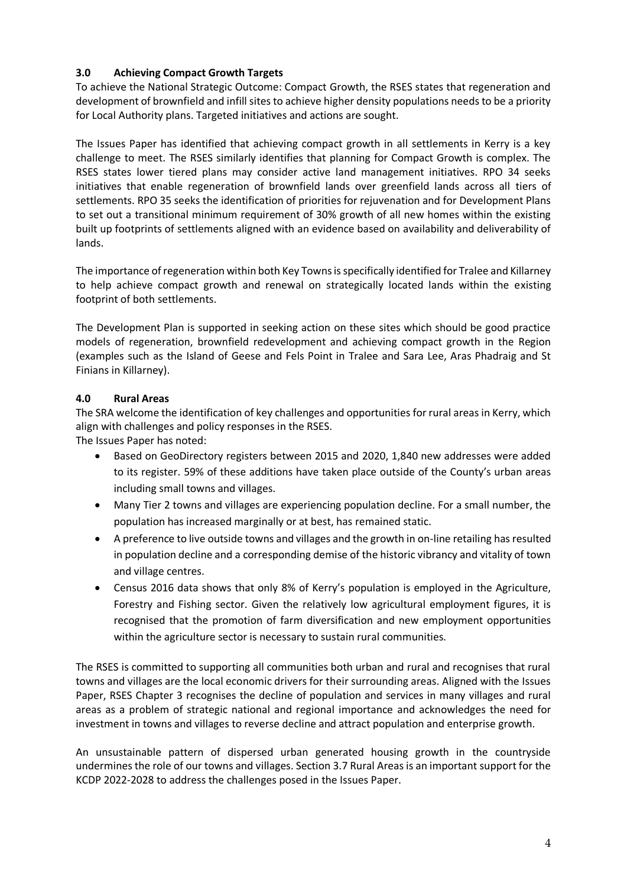## 3.0 Achieving Compact Growth Targets

To achieve the National Strategic Outcome: Compact Growth, the RSES states that regeneration and development of brownfield and infill sites to achieve higher density populations needs to be a priority for Local Authority plans. Targeted initiatives and actions are sought.

The Issues Paper has identified that achieving compact growth in all settlements in Kerry is a key challenge to meet. The RSES similarly identifies that planning for Compact Growth is complex. The RSES states lower tiered plans may consider active land management initiatives. RPO 34 seeks initiatives that enable regeneration of brownfield lands over greenfield lands across all tiers of settlements. RPO 35 seeks the identification of priorities for rejuvenation and for Development Plans to set out a transitional minimum requirement of 30% growth of all new homes within the existing built up footprints of settlements aligned with an evidence based on availability and deliverability of lands.

The importance of regeneration within both Key Towns is specifically identified for Tralee and Killarney to help achieve compact growth and renewal on strategically located lands within the existing footprint of both settlements.

The Development Plan is supported in seeking action on these sites which should be good practice models of regeneration, brownfield redevelopment and achieving compact growth in the Region (examples such as the Island of Geese and Fels Point in Tralee and Sara Lee, Aras Phadraig and St Finians in Killarney).

## 4.0 Rural Areas

The SRA welcome the identification of key challenges and opportunities for rural areas in Kerry, which align with challenges and policy responses in the RSES.

The Issues Paper has noted:

- Based on GeoDirectory registers between 2015 and 2020, 1,840 new addresses were added to its register. 59% of these additions have taken place outside of the County's urban areas including small towns and villages.
- Many Tier 2 towns and villages are experiencing population decline. For a small number, the population has increased marginally or at best, has remained static.
- A preference to live outside towns and villages and the growth in on-line retailing has resulted in population decline and a corresponding demise of the historic vibrancy and vitality of town and village centres.
- Census 2016 data shows that only 8% of Kerry's population is employed in the Agriculture, Forestry and Fishing sector. Given the relatively low agricultural employment figures, it is recognised that the promotion of farm diversification and new employment opportunities within the agriculture sector is necessary to sustain rural communities.

The RSES is committed to supporting all communities both urban and rural and recognises that rural towns and villages are the local economic drivers for their surrounding areas. Aligned with the Issues Paper, RSES Chapter 3 recognises the decline of population and services in many villages and rural areas as a problem of strategic national and regional importance and acknowledges the need for investment in towns and villages to reverse decline and attract population and enterprise growth.

An unsustainable pattern of dispersed urban generated housing growth in the countryside undermines the role of our towns and villages. Section 3.7 Rural Areas is an important support for the KCDP 2022-2028 to address the challenges posed in the Issues Paper.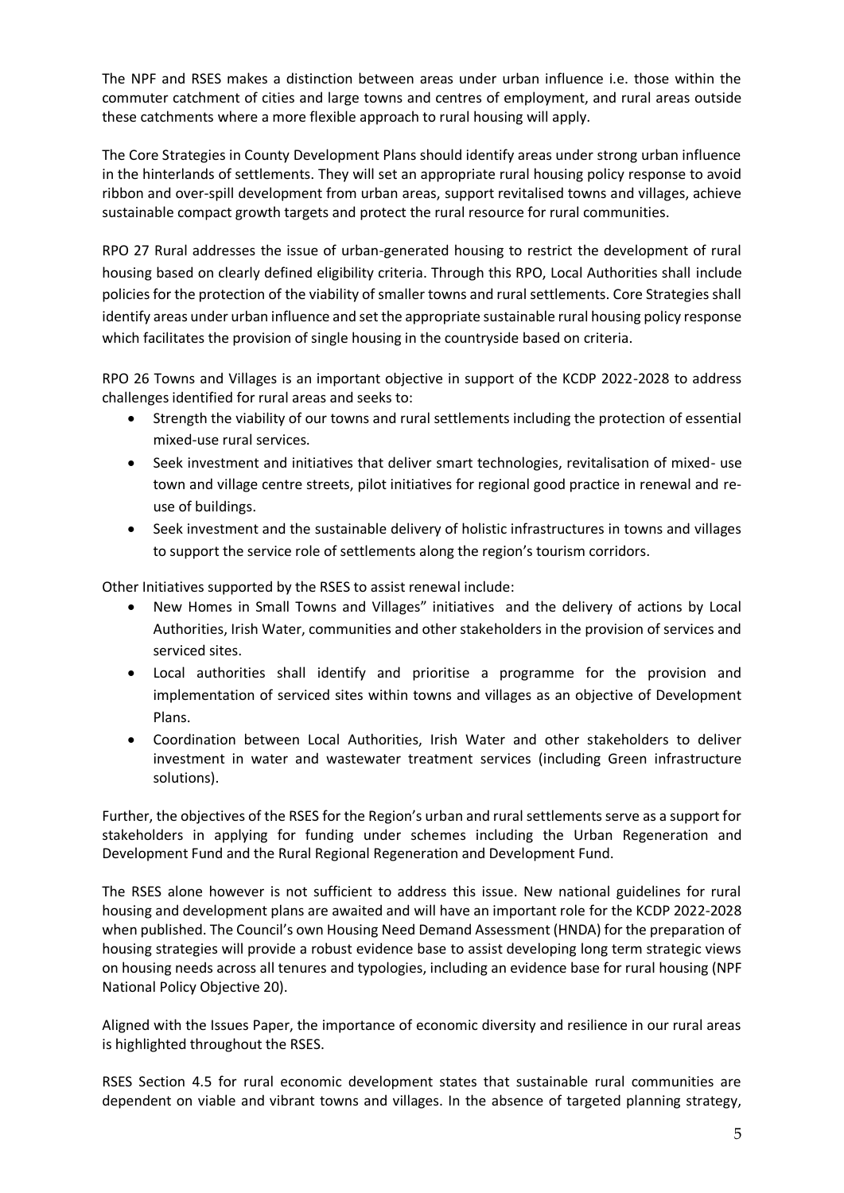The NPF and RSES makes a distinction between areas under urban influence i.e. those within the commuter catchment of cities and large towns and centres of employment, and rural areas outside these catchments where a more flexible approach to rural housing will apply.

The Core Strategies in County Development Plans should identify areas under strong urban influence in the hinterlands of settlements. They will set an appropriate rural housing policy response to avoid ribbon and over-spill development from urban areas, support revitalised towns and villages, achieve sustainable compact growth targets and protect the rural resource for rural communities.

RPO 27 Rural addresses the issue of urban-generated housing to restrict the development of rural housing based on clearly defined eligibility criteria. Through this RPO, Local Authorities shall include policies for the protection of the viability of smaller towns and rural settlements. Core Strategies shall identify areas under urban influence and set the appropriate sustainable rural housing policy response which facilitates the provision of single housing in the countryside based on criteria.

RPO 26 Towns and Villages is an important objective in support of the KCDP 2022-2028 to address challenges identified for rural areas and seeks to:

- Strength the viability of our towns and rural settlements including the protection of essential mixed-use rural services.
- Seek investment and initiatives that deliver smart technologies, revitalisation of mixed- use town and village centre streets, pilot initiatives for regional good practice in renewal and re-use of buildings.
- Seek investment and the sustainable delivery of holistic infrastructures in towns and villages to support the service role of settlements along the region's tourism corridors.

Other Initiatives supported by the RSES to assist renewal include:

- New Homes in Small Towns and Villages" initiatives and the delivery of actions by Local Authorities, Irish Water, communities and other stakeholders in the provision of services and serviced sites.
- Local authorities shall identify and prioritise a programme for the provision and implementation of serviced sites within towns and villages as an objective of Development Plans.
- Coordination between Local Authorities, Irish Water and other stakeholders to deliver investment in water and wastewater treatment services (including Green infrastructure solutions).

Further, the objectives of the RSES for the Region's urban and rural settlements serve as a support for stakeholders in applying for funding under schemes including the Urban Regeneration and Development Fund and the Rural Regional Regeneration and Development Fund.

The RSES alone however is not sufficient to address this issue. New national guidelines for rural housing and development plans are awaited and will have an important role for the KCDP 2022-2028 when published. The Council's own Housing Need Demand Assessment (HNDA) for the preparation of housing strategies will provide a robust evidence base to assist developing long term strategic views on housing needs across all tenures and typologies, including an evidence base for rural housing (NPF National Policy Objective 20).

Aligned with the Issues Paper, the importance of economic diversity and resilience in our rural areas is highlighted throughout the RSES.

RSES Section 4.5 for rural economic development states that sustainable rural communities are dependent on viable and vibrant towns and villages. In the absence of targeted planning strategy,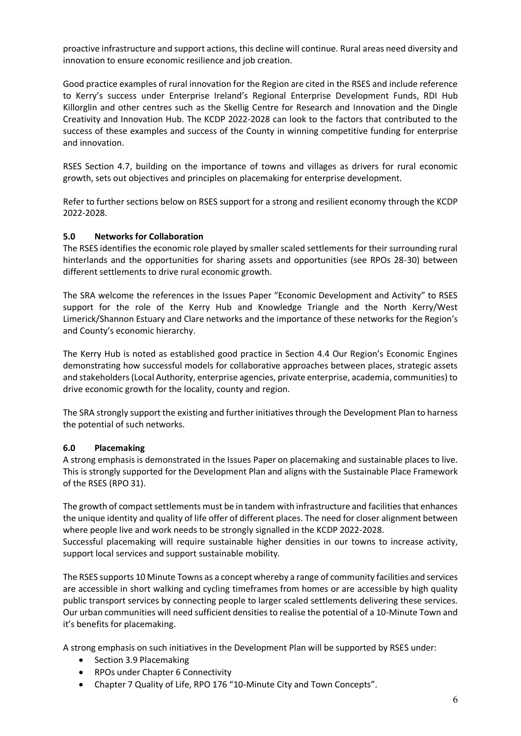proactive infrastructure and support actions, this decline will continue. Rural areas need diversity and innovation to ensure economic resilience and job creation.

Good practice examples of rural innovation for the Region are cited in the RSES and include reference to Kerry's success under Enterprise Ireland's Regional Enterprise Development Funds, RDI Hub Killorglin and other centres such as the Skellig Centre for Research and Innovation and the Dingle Creativity and Innovation Hub. The KCDP 2022-2028 can look to the factors that contributed to the success of these examples and success of the County in winning competitive funding for enterprise and innovation.

RSES Section 4.7, building on the importance of towns and villages as drivers for rural economic growth, sets out objectives and principles on placemaking for enterprise development.

Refer to further sections below on RSES support for a strong and resilient economy through the KCDP 2022-2028.

## 5.0 Networks for Collaboration

The RSES identifies the economic role played by smaller scaled settlements for their surrounding rural hinterlands and the opportunities for sharing assets and opportunities (see RPOs 28-30) between different settlements to drive rural economic growth.

The SRA welcome the references in the Issues Paper "Economic Development and Activity" to RSES support for the role of the Kerry Hub and Knowledge Triangle and the North Kerry/West Limerick/Shannon Estuary and Clare networks and the importance of these networks for the Region's and County's economic hierarchy.

The Kerry Hub is noted as established good practice in Section 4.4 Our Region's Economic Engines demonstrating how successful models for collaborative approaches between places, strategic assets and stakeholders (Local Authority, enterprise agencies, private enterprise, academia, communities) to drive economic growth for the locality, county and region.

The SRA strongly support the existing and further initiatives through the Development Plan to harness the potential of such networks.

## 6.0 Placemaking

A strong emphasis is demonstrated in the Issues Paper on placemaking and sustainable places to live. This is strongly supported for the Development Plan and aligns with the Sustainable Place Framework of the RSES (RPO 31).

The growth of compact settlements must be in tandem with infrastructure and facilities that enhances the unique identity and quality of life offer of different places. The need for closer alignment between where people live and work needs to be strongly signalled in the KCDP 2022-2028.
Successful placemaking will require sustainable higher densities in our towns to increase activity, support local services and support sustainable mobility.

The RSES supports 10 Minute Towns as a concept whereby a range of community facilities and services are accessible in short walking and cycling timeframes from homes or are accessible by high quality public transport services by connecting people to larger scaled settlements delivering these services. Our urban communities will need sufficient densities to realise the potential of a 10-Minute Town and it's benefits for placemaking.

A strong emphasis on such initiatives in the Development Plan will be supported by RSES under:

- Section 3.9 Placemaking
- RPOs under Chapter 6 Connectivity
- Chapter 7 Quality of Life, RPO 176 "10-Minute City and Town Concepts".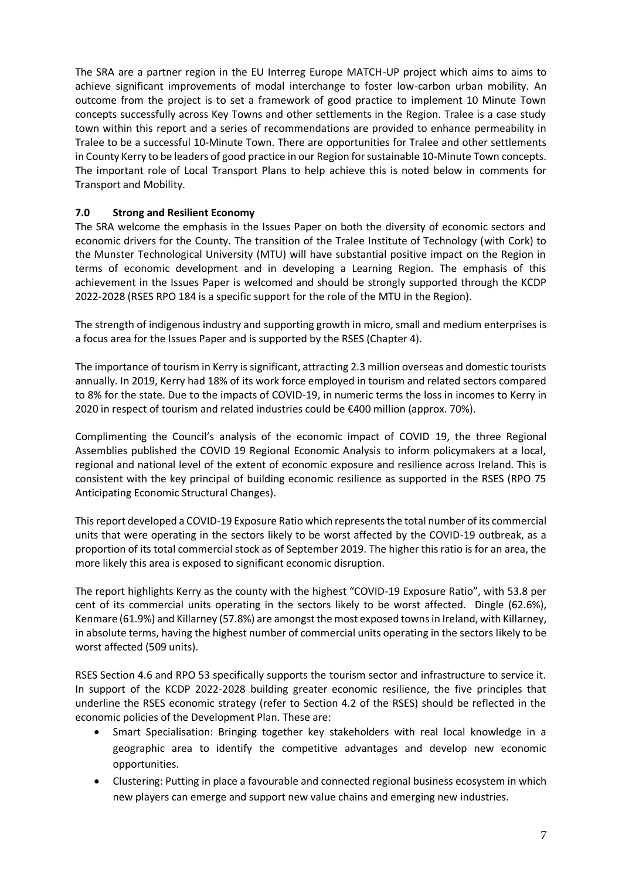The SRA are a partner region in the EU Interreg Europe MATCH-UP project which aims to aims to achieve significant improvements of modal interchange to foster low-carbon urban mobility. An outcome from the project is to set a framework of good practice to implement 10 Minute Town concepts successfully across Key Towns and other settlements in the Region. Tralee is a case study town within this report and a series of recommendations are provided to enhance permeability in Tralee to be a successful 10-Minute Town. There are opportunities for Tralee and other settlements in County Kerry to be leaders of good practice in our Region for sustainable 10-Minute Town concepts. The important role of Local Transport Plans to help achieve this is noted below in comments for Transport and Mobility.

## 7.0 Strong and Resilient Economy

The SRA welcome the emphasis in the Issues Paper on both the diversity of economic sectors and economic drivers for the County. The transition of the Tralee Institute of Technology (with Cork) to the Munster Technological University (MTU) will have substantial positive impact on the Region in terms of economic development and in developing a Learning Region. The emphasis of this achievement in the Issues Paper is welcomed and should be strongly supported through the KCDP 2022-2028 (RSES RPO 184 is a specific support for the role of the MTU in the Region).

The strength of indigenous industry and supporting growth in micro, small and medium enterprises is a focus area for the Issues Paper and is supported by the RSES (Chapter 4).

The importance of tourism in Kerry is significant, attracting 2.3 million overseas and domestic tourists annually. In 2019, Kerry had 18% of its work force employed in tourism and related sectors compared to 8% for the state. Due to the impacts of COVID-19, in numeric terms the loss in incomes to Kerry in 2020 in respect of tourism and related industries could be €400 million (approx. 70%).

Complimenting the Council's analysis of the economic impact of COVID 19, the three Regional Assemblies published the COVID 19 Regional Economic Analysis to inform policymakers at a local, regional and national level of the extent of economic exposure and resilience across Ireland. This is consistent with the key principal of building economic resilience as supported in the RSES (RPO 75 Anticipating Economic Structural Changes).

This report developed a COVID-19 Exposure Ratio which represents the total number of its commercial units that were operating in the sectors likely to be worst affected by the COVID-19 outbreak, as a proportion of its total commercial stock as of September 2019. The higher this ratio is for an area, the more likely this area is exposed to significant economic disruption.

The report highlights Kerry as the county with the highest "COVID-19 Exposure Ratio", with 53.8 per cent of its commercial units operating in the sectors likely to be worst affected. Dingle (62.6%), Kenmare (61.9%) and Killarney (57.8%) are amongst the most exposed towns in Ireland, with Killarney, in absolute terms, having the highest number of commercial units operating in the sectors likely to be worst affected (509 units).

RSES Section 4.6 and RPO 53 specifically supports the tourism sector and infrastructure to service it. In support of the KCDP 2022-2028 building greater economic resilience, the five principles that underline the RSES economic strategy (refer to Section 4.2 of the RSES) should be reflected in the economic policies of the Development Plan. These are:

- Smart Specialisation: Bringing together key stakeholders with real local knowledge in a geographic area to identify the competitive advantages and develop new economic opportunities.
- Clustering: Putting in place a favourable and connected regional business ecosystem in which new players can emerge and support new value chains and emerging new industries.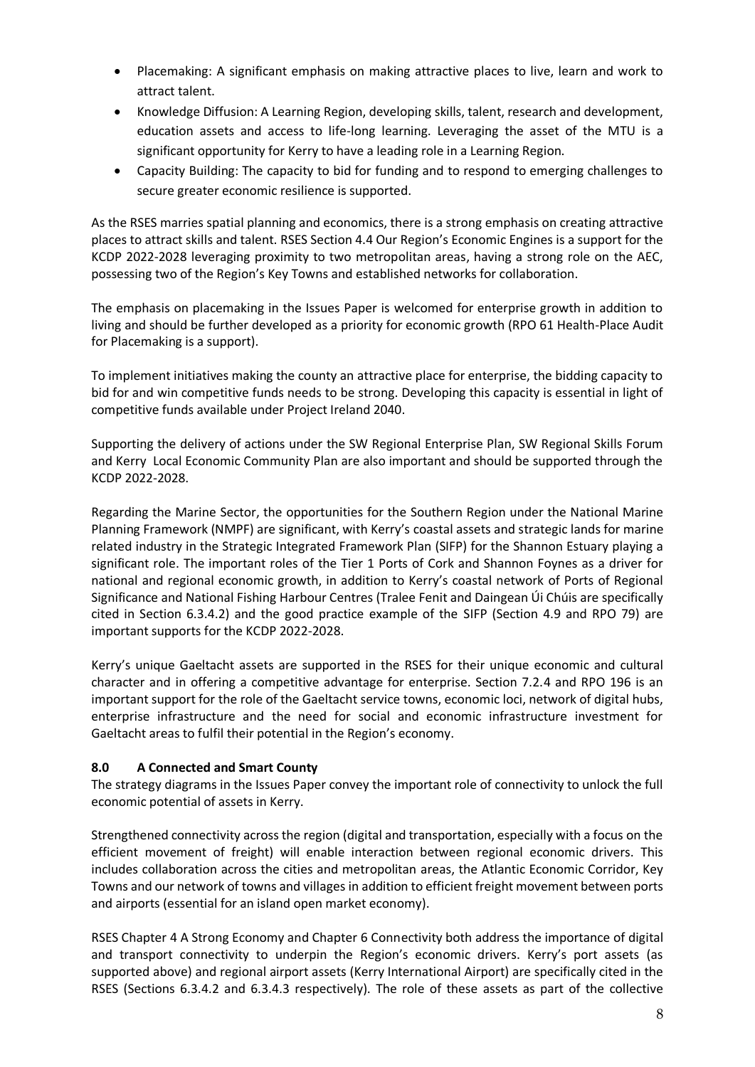- Placemaking: A significant emphasis on making attractive places to live, learn and work to attract talent.
- Knowledge Diffusion: A Learning Region, developing skills, talent, research and development, education assets and access to life-long learning. Leveraging the asset of the MTU is a significant opportunity for Kerry to have a leading role in a Learning Region.
- Capacity Building: The capacity to bid for funding and to respond to emerging challenges to secure greater economic resilience is supported.

As the RSES marries spatial planning and economics, there is a strong emphasis on creating attractive places to attract skills and talent. RSES Section 4.4 Our Region's Economic Engines is a support for the KCDP 2022-2028 leveraging proximity to two metropolitan areas, having a strong role on the AEC, possessing two of the Region's Key Towns and established networks for collaboration.

The emphasis on placemaking in the Issues Paper is welcomed for enterprise growth in addition to living and should be further developed as a priority for economic growth (RPO 61 Health-Place Audit for Placemaking is a support).

To implement initiatives making the county an attractive place for enterprise, the bidding capacity to bid for and win competitive funds needs to be strong. Developing this capacity is essential in light of competitive funds available under Project Ireland 2040.

Supporting the delivery of actions under the SW Regional Enterprise Plan, SW Regional Skills Forum and Kerry Local Economic Community Plan are also important and should be supported through the KCDP 2022-2028.

Regarding the Marine Sector, the opportunities for the Southern Region under the National Marine Planning Framework (NMPF) are significant, with Kerry's coastal assets and strategic lands for marine related industry in the Strategic Integrated Framework Plan (SIFP) for the Shannon Estuary playing a significant role. The important roles of the Tier 1 Ports of Cork and Shannon Foynes as a driver for national and regional economic growth, in addition to Kerry's coastal network of Ports of Regional Significance and National Fishing Harbour Centres (Tralee Fenit and Daingean Úi Chúis are specifically cited in Section 6.3.4.2) and the good practice example of the SIFP (Section 4.9 and RPO 79) are important supports for the KCDP 2022-2028.

Kerry's unique Gaeltacht assets are supported in the RSES for their unique economic and cultural character and in offering a competitive advantage for enterprise. Section 7.2.4 and RPO 196 is an important support for the role of the Gaeltacht service towns, economic loci, network of digital hubs, enterprise infrastructure and the need for social and economic infrastructure investment for Gaeltacht areas to fulfil their potential in the Region's economy.

## 8.0 A Connected and Smart County

The strategy diagrams in the Issues Paper convey the important role of connectivity to unlock the full economic potential of assets in Kerry.

Strengthened connectivity across the region (digital and transportation, especially with a focus on the efficient movement of freight) will enable interaction between regional economic drivers. This includes collaboration across the cities and metropolitan areas, the Atlantic Economic Corridor, Key Towns and our network of towns and villages in addition to efficient freight movement between ports and airports (essential for an island open market economy).

RSES Chapter 4 A Strong Economy and Chapter 6 Connectivity both address the importance of digital and transport connectivity to underpin the Region's economic drivers. Kerry's port assets (as supported above) and regional airport assets (Kerry International Airport) are specifically cited in the RSES (Sections 6.3.4.2 and 6.3.4.3 respectively). The role of these assets as part of the collective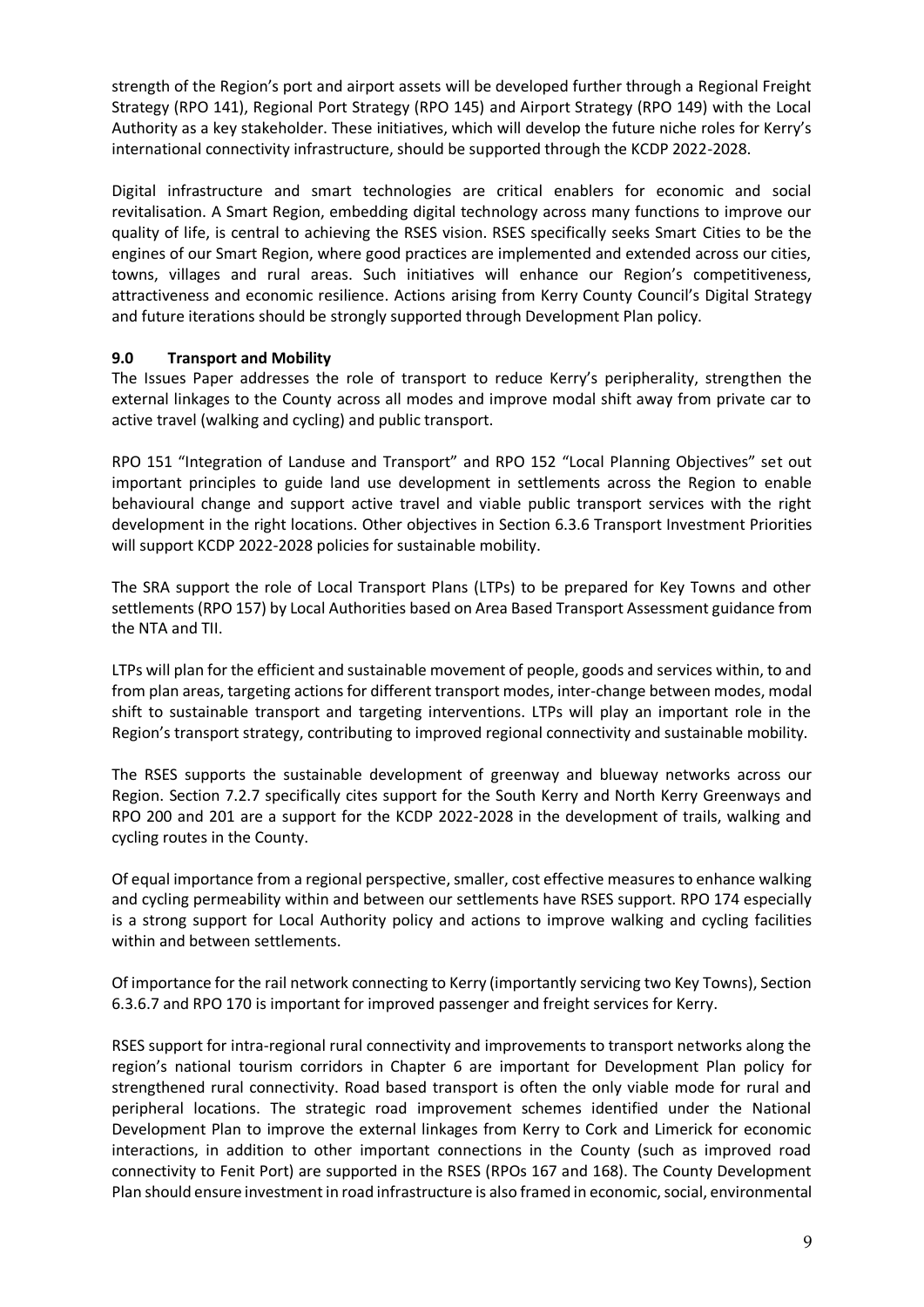strength of the Region's port and airport assets will be developed further through a Regional Freight Strategy (RPO 141), Regional Port Strategy (RPO 145) and Airport Strategy (RPO 149) with the Local Authority as a key stakeholder. These initiatives, which will develop the future niche roles for Kerry's international connectivity infrastructure, should be supported through the KCDP 2022-2028.

Digital infrastructure and smart technologies are critical enablers for economic and social revitalisation. A Smart Region, embedding digital technology across many functions to improve our quality of life, is central to achieving the RSES vision. RSES specifically seeks Smart Cities to be the engines of our Smart Region, where good practices are implemented and extended across our cities, towns, villages and rural areas. Such initiatives will enhance our Region's competitiveness, attractiveness and economic resilience. Actions arising from Kerry County Council's Digital Strategy and future iterations should be strongly supported through Development Plan policy.

## 9.0 Transport and Mobility

The Issues Paper addresses the role of transport to reduce Kerry's peripherality, strengthen the external linkages to the County across all modes and improve modal shift away from private car to active travel (walking and cycling) and public transport.

RPO 151 "Integration of Landuse and Transport" and RPO 152 "Local Planning Objectives" set out important principles to guide land use development in settlements across the Region to enable behavioural change and support active travel and viable public transport services with the right development in the right locations. Other objectives in Section 6.3.6 Transport Investment Priorities will support KCDP 2022-2028 policies for sustainable mobility.

The SRA support the role of Local Transport Plans (LTPs) to be prepared for Key Towns and other settlements (RPO 157) by Local Authorities based on Area Based Transport Assessment guidance from the NTA and TII.

LTPs will plan for the efficient and sustainable movement of people, goods and services within, to and from plan areas, targeting actions for different transport modes, inter-change between modes, modal shift to sustainable transport and targeting interventions. LTPs will play an important role in the Region's transport strategy, contributing to improved regional connectivity and sustainable mobility.

The RSES supports the sustainable development of greenway and blueway networks across our Region. Section 7.2.7 specifically cites support for the South Kerry and North Kerry Greenways and RPO 200 and 201 are a support for the KCDP 2022-2028 in the development of trails, walking and cycling routes in the County.

Of equal importance from a regional perspective, smaller, cost effective measures to enhance walking and cycling permeability within and between our settlements have RSES support. RPO 174 especially is a strong support for Local Authority policy and actions to improve walking and cycling facilities within and between settlements.

Of importance for the rail network connecting to Kerry (importantly servicing two Key Towns), Section 6.3.6.7 and RPO 170 is important for improved passenger and freight services for Kerry.

RSES support for intra-regional rural connectivity and improvements to transport networks along the region's national tourism corridors in Chapter 6 are important for Development Plan policy for strengthened rural connectivity. Road based transport is often the only viable mode for rural and peripheral locations. The strategic road improvement schemes identified under the National Development Plan to improve the external linkages from Kerry to Cork and Limerick for economic interactions, in addition to other important connections in the County (such as improved road connectivity to Fenit Port) are supported in the RSES (RPOs 167 and 168). The County Development Plan should ensure investment in road infrastructure is also framed in economic, social, environmental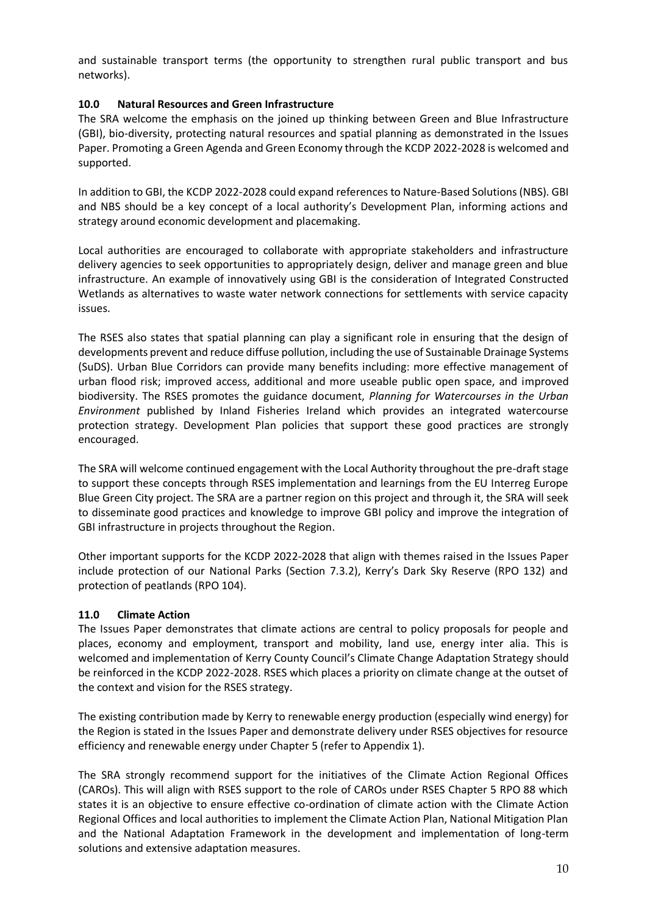and sustainable transport terms (the opportunity to strengthen rural public transport and bus networks).

## 10.0 Natural Resources and Green Infrastructure

The SRA welcome the emphasis on the joined up thinking between Green and Blue Infrastructure (GBI), bio-diversity, protecting natural resources and spatial planning as demonstrated in the Issues Paper. Promoting a Green Agenda and Green Economy through the KCDP 2022-2028 is welcomed and supported.

In addition to GBI, the KCDP 2022-2028 could expand references to Nature-Based Solutions (NBS). GBI and NBS should be a key concept of a local authority's Development Plan, informing actions and strategy around economic development and placemaking.

Local authorities are encouraged to collaborate with appropriate stakeholders and infrastructure delivery agencies to seek opportunities to appropriately design, deliver and manage green and blue infrastructure. An example of innovatively using GBI is the consideration of Integrated Constructed Wetlands as alternatives to waste water network connections for settlements with service capacity issues.

The RSES also states that spatial planning can play a significant role in ensuring that the design of developments prevent and reduce diffuse pollution, including the use of Sustainable Drainage Systems (SuDS). Urban Blue Corridors can provide many benefits including: more effective management of urban flood risk; improved access, additional and more useable public open space, and improved biodiversity. The RSES promotes the guidance document, *Planning for Watercourses in the Urban Environment* published by Inland Fisheries Ireland which provides an integrated watercourse protection strategy. Development Plan policies that support these good practices are strongly encouraged.

The SRA will welcome continued engagement with the Local Authority throughout the pre-draft stage to support these concepts through RSES implementation and learnings from the EU Interreg Europe Blue Green City project. The SRA are a partner region on this project and through it, the SRA will seek to disseminate good practices and knowledge to improve GBI policy and improve the integration of GBI infrastructure in projects throughout the Region.

Other important supports for the KCDP 2022-2028 that align with themes raised in the Issues Paper include protection of our National Parks (Section 7.3.2), Kerry's Dark Sky Reserve (RPO 132) and protection of peatlands (RPO 104).

## 11.0 Climate Action

The Issues Paper demonstrates that climate actions are central to policy proposals for people and places, economy and employment, transport and mobility, land use, energy inter alia. This is welcomed and implementation of Kerry County Council's Climate Change Adaptation Strategy should be reinforced in the KCDP 2022-2028. RSES which places a priority on climate change at the outset of the context and vision for the RSES strategy.

The existing contribution made by Kerry to renewable energy production (especially wind energy) for the Region is stated in the Issues Paper and demonstrate delivery under RSES objectives for resource efficiency and renewable energy under Chapter 5 (refer to Appendix 1).

The SRA strongly recommend support for the initiatives of the Climate Action Regional Offices (CAROs). This will align with RSES support to the role of CAROs under RSES Chapter 5 RPO 88 which states it is an objective to ensure effective co-ordination of climate action with the Climate Action Regional Offices and local authorities to implement the Climate Action Plan, National Mitigation Plan and the National Adaptation Framework in the development and implementation of long-term solutions and extensive adaptation measures.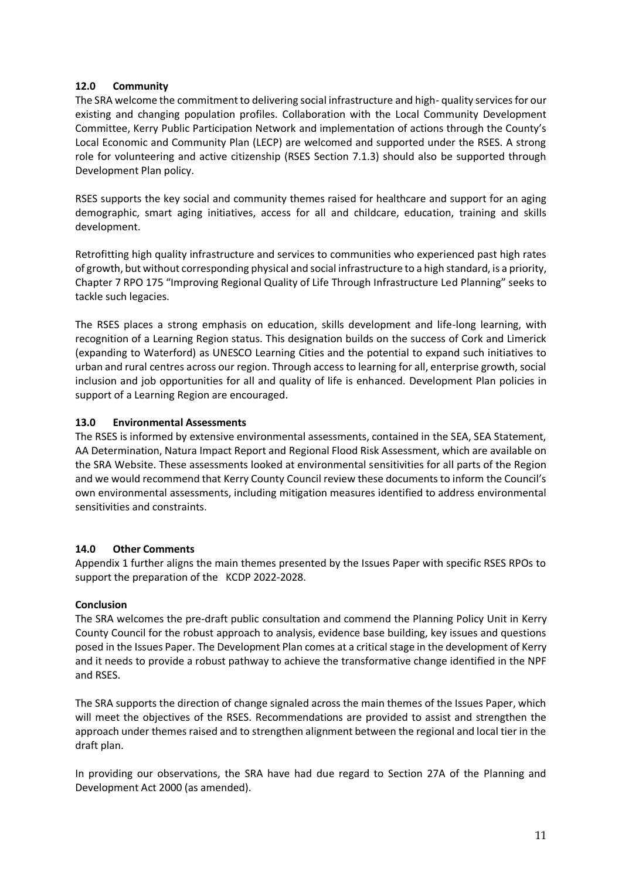## 12.0 Community

The SRA welcome the commitment to delivering social infrastructure and high- quality services for our existing and changing population profiles. Collaboration with the Local Community Development Committee, Kerry Public Participation Network and implementation of actions through the County's Local Economic and Community Plan (LECP) are welcomed and supported under the RSES. A strong role for volunteering and active citizenship (RSES Section 7.1.3) should also be supported through Development Plan policy.

RSES supports the key social and community themes raised for healthcare and support for an aging demographic, smart aging initiatives, access for all and childcare, education, training and skills development.

Retrofitting high quality infrastructure and services to communities who experienced past high rates of growth, but without corresponding physical and social infrastructure to a high standard, is a priority, Chapter 7 RPO 175 "Improving Regional Quality of Life Through Infrastructure Led Planning" seeks to tackle such legacies.

The RSES places a strong emphasis on education, skills development and life-long learning, with recognition of a Learning Region status. This designation builds on the success of Cork and Limerick (expanding to Waterford) as UNESCO Learning Cities and the potential to expand such initiatives to urban and rural centres across our region. Through access to learning for all, enterprise growth, social inclusion and job opportunities for all and quality of life is enhanced. Development Plan policies in support of a Learning Region are encouraged.

## 13.0 Environmental Assessments

The RSES is informed by extensive environmental assessments, contained in the SEA, SEA Statement, AA Determination, Natura Impact Report and Regional Flood Risk Assessment, which are available on the SRA Website. These assessments looked at environmental sensitivities for all parts of the Region and we would recommend that Kerry County Council review these documents to inform the Council's own environmental assessments, including mitigation measures identified to address environmental sensitivities and constraints.

## 14.0 Other Comments

Appendix 1 further aligns the main themes presented by the Issues Paper with specific RSES RPOs to support the preparation of the KCDP 2022-2028.

## Conclusion

The SRA welcomes the pre-draft public consultation and commend the Planning Policy Unit in Kerry County Council for the robust approach to analysis, evidence base building, key issues and questions posed in the Issues Paper. The Development Plan comes at a critical stage in the development of Kerry and it needs to provide a robust pathway to achieve the transformative change identified in the NPF and RSES.

The SRA supports the direction of change signaled across the main themes of the Issues Paper, which will meet the objectives of the RSES. Recommendations are provided to assist and strengthen the approach under themes raised and to strengthen alignment between the regional and local tier in the draft plan.

In providing our observations, the SRA have had due regard to Section 27A of the Planning and Development Act 2000 (as amended).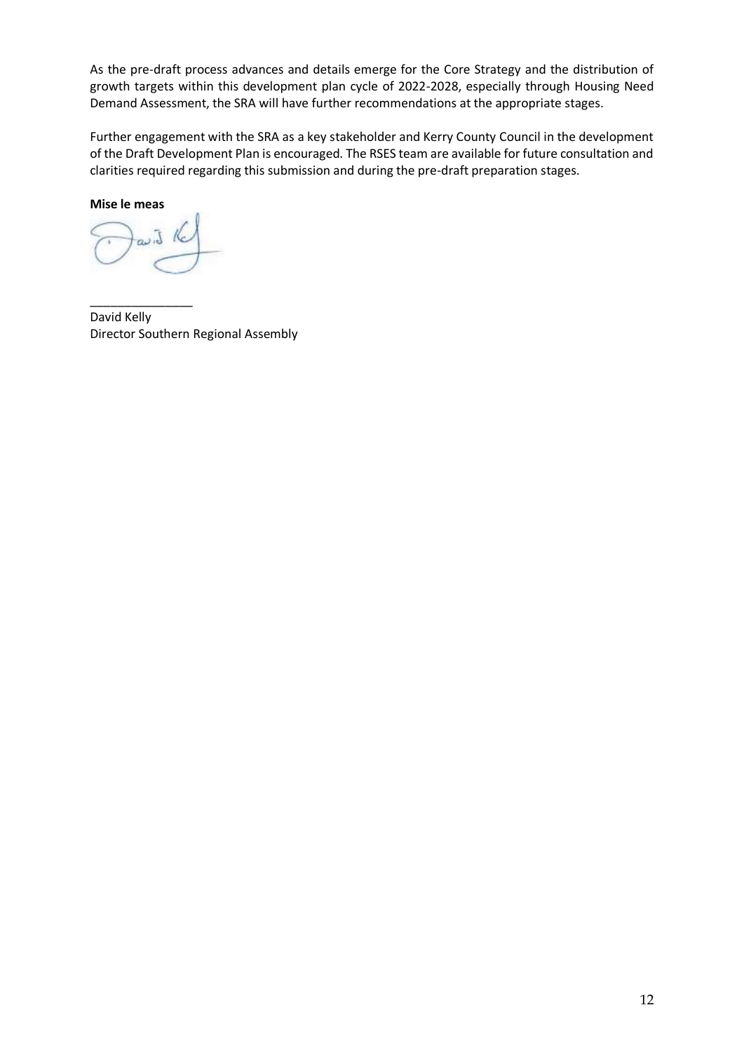As the pre-draft process advances and details emerge for the Core Strategy and the distribution of growth targets within this development plan cycle of 2022-2028, especially through Housing Need Demand Assessment, the SRA will have further recommendations at the appropriate stages.

Further engagement with the SRA as a key stakeholder and Kerry County Council in the development of the Draft Development Plan is encouraged. The RSES team are available for future consultation and clarities required regarding this submission and during the pre-draft preparation stages.

**Mise le meas**

_______________

David Kelly
Director Southern Regional Assembly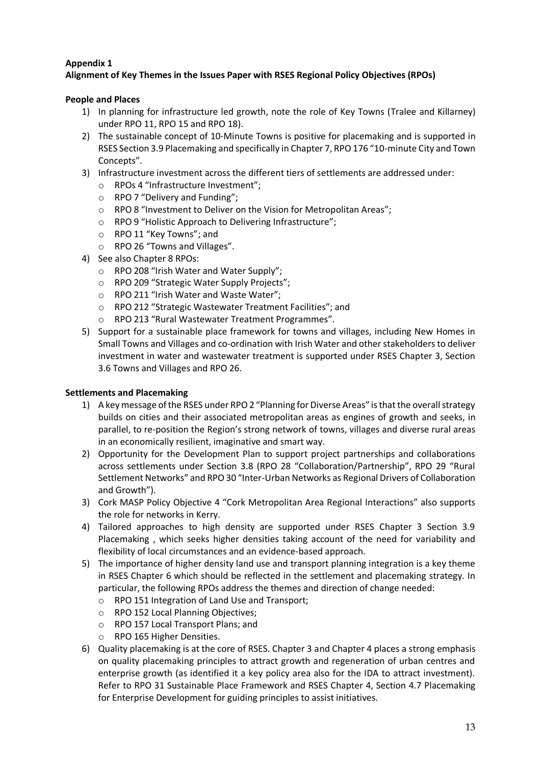**Appendix 1**

**Alignment of Key Themes in the Issues Paper with RSES Regional Policy Objectives (RPOs)**

**People and Places**

1) In planning for infrastructure led growth, note the role of Key Towns (Tralee and Killarney) under RPO 11, RPO 15 and RPO 18).
2) The sustainable concept of 10-Minute Towns is positive for placemaking and is supported in RSES Section 3.9 Placemaking and specifically in Chapter 7, RPO 176 "10-minute City and Town Concepts".
3) Infrastructure investment across the different tiers of settlements are addressed under:
    - RPOs 4 "Infrastructure Investment";
    - RPO 7 "Delivery and Funding";
    - RPO 8 "Investment to Deliver on the Vision for Metropolitan Areas";
    - RPO 9 "Holistic Approach to Delivering Infrastructure";
    - RPO 11 "Key Towns"; and
    - RPO 26 "Towns and Villages".
4) See also Chapter 8 RPOs:
    - RPO 208 "Irish Water and Water Supply";
    - RPO 209 "Strategic Water Supply Projects";
    - RPO 211 "Irish Water and Waste Water";
    - RPO 212 "Strategic Wastewater Treatment Facilities"; and
    - RPO 213 "Rural Wastewater Treatment Programmes".
5) Support for a sustainable place framework for towns and villages, including New Homes in Small Towns and Villages and co-ordination with Irish Water and other stakeholders to deliver investment in water and wastewater treatment is supported under RSES Chapter 3, Section 3.6 Towns and Villages and RPO 26.

**Settlements and Placemaking**

1) A key message of the RSES under RPO 2 "Planning for Diverse Areas" is that the overall strategy builds on cities and their associated metropolitan areas as engines of growth and seeks, in parallel, to re-position the Region's strong network of towns, villages and diverse rural areas in an economically resilient, imaginative and smart way.
2) Opportunity for the Development Plan to support project partnerships and collaborations across settlements under Section 3.8 (RPO 28 "Collaboration/Partnership", RPO 29 "Rural Settlement Networks" and RPO 30 "Inter-Urban Networks as Regional Drivers of Collaboration and Growth").
3) Cork MASP Policy Objective 4 "Cork Metropolitan Area Regional Interactions" also supports the role for networks in Kerry.
4) Tailored approaches to high density are supported under RSES Chapter 3 Section 3.9 Placemaking , which seeks higher densities taking account of the need for variability and flexibility of local circumstances and an evidence-based approach.
5) The importance of higher density land use and transport planning integration is a key theme in RSES Chapter 6 which should be reflected in the settlement and placemaking strategy. In particular, the following RPOs address the themes and direction of change needed:
    - RPO 151 Integration of Land Use and Transport;
    - RPO 152 Local Planning Objectives;
    - RPO 157 Local Transport Plans; and
    - RPO 165 Higher Densities.
6) Quality placemaking is at the core of RSES. Chapter 3 and Chapter 4 places a strong emphasis on quality placemaking principles to attract growth and regeneration of urban centres and enterprise growth (as identified it a key policy area also for the IDA to attract investment). Refer to RPO 31 Sustainable Place Framework and RSES Chapter 4, Section 4.7 Placemaking for Enterprise Development for guiding principles to assist initiatives.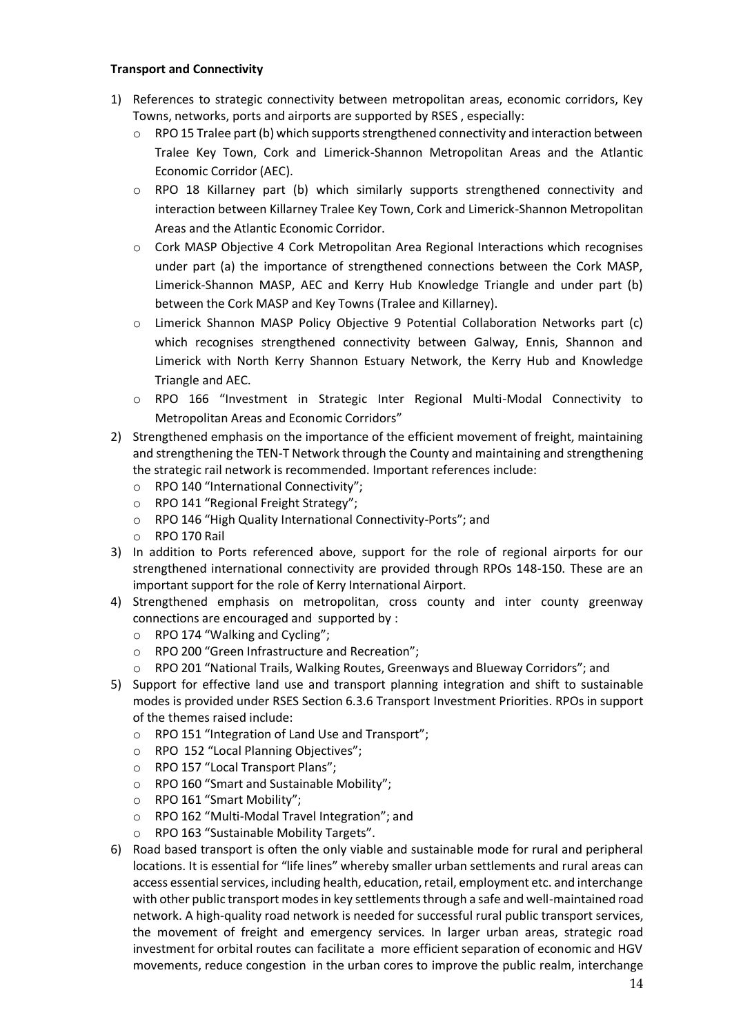**Transport and Connectivity**

1) References to strategic connectivity between metropolitan areas, economic corridors, Key Towns, networks, ports and airports are supported by RSES , especially:
   - RPO 15 Tralee part (b) which supports strengthened connectivity and interaction between Tralee Key Town, Cork and Limerick-Shannon Metropolitan Areas and the Atlantic Economic Corridor (AEC).
   - RPO 18 Killarney part (b) which similarly supports strengthened connectivity and interaction between Killarney Tralee Key Town, Cork and Limerick-Shannon Metropolitan Areas and the Atlantic Economic Corridor.
   - Cork MASP Objective 4 Cork Metropolitan Area Regional Interactions which recognises under part (a) the importance of strengthened connections between the Cork MASP, Limerick-Shannon MASP, AEC and Kerry Hub Knowledge Triangle and under part (b) between the Cork MASP and Key Towns (Tralee and Killarney).
   - Limerick Shannon MASP Policy Objective 9 Potential Collaboration Networks part (c) which recognises strengthened connectivity between Galway, Ennis, Shannon and Limerick with North Kerry Shannon Estuary Network, the Kerry Hub and Knowledge Triangle and AEC.
   - RPO 166 "Investment in Strategic Inter Regional Multi-Modal Connectivity to Metropolitan Areas and Economic Corridors"
2) Strengthened emphasis on the importance of the efficient movement of freight, maintaining and strengthening the TEN-T Network through the County and maintaining and strengthening the strategic rail network is recommended. Important references include:
   - RPO 140 "International Connectivity";
   - RPO 141 "Regional Freight Strategy";
   - RPO 146 "High Quality International Connectivity-Ports"; and
   - RPO 170 Rail
3) In addition to Ports referenced above, support for the role of regional airports for our strengthened international connectivity are provided through RPOs 148-150. These are an important support for the role of Kerry International Airport.
4) Strengthened emphasis on metropolitan, cross county and inter county greenway connections are encouraged and supported by :
   - RPO 174 "Walking and Cycling";
   - RPO 200 "Green Infrastructure and Recreation";
   - RPO 201 "National Trails, Walking Routes, Greenways and Blueway Corridors"; and
5) Support for effective land use and transport planning integration and shift to sustainable modes is provided under RSES Section 6.3.6 Transport Investment Priorities. RPOs in support of the themes raised include:
   - RPO 151 "Integration of Land Use and Transport";
   - RPO 152 "Local Planning Objectives";
   - RPO 157 "Local Transport Plans";
   - RPO 160 "Smart and Sustainable Mobility";
   - RPO 161 "Smart Mobility";
   - RPO 162 "Multi-Modal Travel Integration"; and
   - RPO 163 "Sustainable Mobility Targets".
6) Road based transport is often the only viable and sustainable mode for rural and peripheral locations. It is essential for "life lines" whereby smaller urban settlements and rural areas can access essential services, including health, education, retail, employment etc. and interchange with other public transport modes in key settlements through a safe and well-maintained road network. A high-quality road network is needed for successful rural public transport services, the movement of freight and emergency services. In larger urban areas, strategic road investment for orbital routes can facilitate a more efficient separation of economic and HGV movements, reduce congestion in the urban cores to improve the public realm, interchange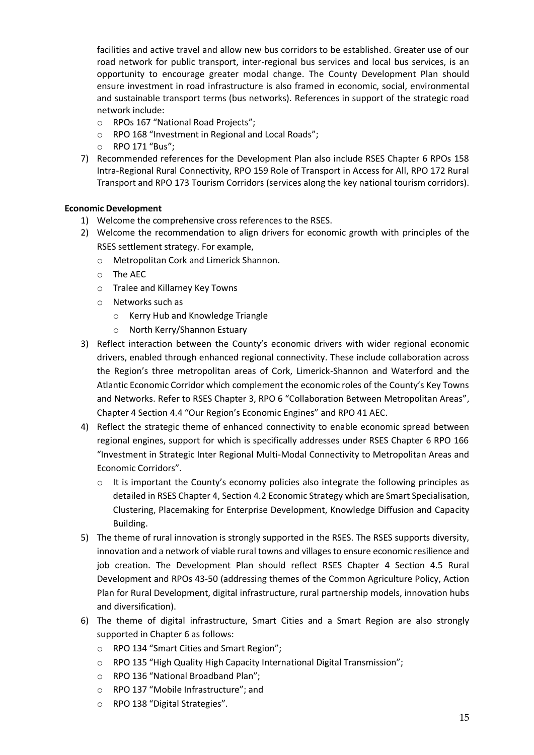facilities and active travel and allow new bus corridors to be established. Greater use of our road network for public transport, inter-regional bus services and local bus services, is an opportunity to encourage greater modal change. The County Development Plan should ensure investment in road infrastructure is also framed in economic, social, environmental and sustainable transport terms (bus networks). References in support of the strategic road network include:
   - RPOs 167 "National Road Projects";
   - RPO 168 "Investment in Regional and Local Roads";
   - RPO 171 "Bus";
7) Recommended references for the Development Plan also include RSES Chapter 6 RPOs 158 Intra-Regional Rural Connectivity, RPO 159 Role of Transport in Access for All, RPO 172 Rural Transport and RPO 173 Tourism Corridors (services along the key national tourism corridors).

**Economic Development**

1) Welcome the comprehensive cross references to the RSES.
2) Welcome the recommendation to align drivers for economic growth with principles of the RSES settlement strategy. For example,
   - Metropolitan Cork and Limerick Shannon.
   - The AEC
   - Tralee and Killarney Key Towns
   - Networks such as
     - Kerry Hub and Knowledge Triangle
     - North Kerry/Shannon Estuary
3) Reflect interaction between the County's economic drivers with wider regional economic drivers, enabled through enhanced regional connectivity. These include collaboration across the Region's three metropolitan areas of Cork, Limerick-Shannon and Waterford and the Atlantic Economic Corridor which complement the economic roles of the County's Key Towns and Networks. Refer to RSES Chapter 3, RPO 6 "Collaboration Between Metropolitan Areas", Chapter 4 Section 4.4 "Our Region's Economic Engines" and RPO 41 AEC.
4) Reflect the strategic theme of enhanced connectivity to enable economic spread between regional engines, support for which is specifically addresses under RSES Chapter 6 RPO 166 "Investment in Strategic Inter Regional Multi-Modal Connectivity to Metropolitan Areas and Economic Corridors".
   - It is important the County's economy policies also integrate the following principles as detailed in RSES Chapter 4, Section 4.2 Economic Strategy which are Smart Specialisation, Clustering, Placemaking for Enterprise Development, Knowledge Diffusion and Capacity Building.
5) The theme of rural innovation is strongly supported in the RSES. The RSES supports diversity, innovation and a network of viable rural towns and villages to ensure economic resilience and job creation. The Development Plan should reflect RSES Chapter 4 Section 4.5 Rural Development and RPOs 43-50 (addressing themes of the Common Agriculture Policy, Action Plan for Rural Development, digital infrastructure, rural partnership models, innovation hubs and diversification).
6) The theme of digital infrastructure, Smart Cities and a Smart Region are also strongly supported in Chapter 6 as follows:
   - RPO 134 "Smart Cities and Smart Region";
   - RPO 135 "High Quality High Capacity International Digital Transmission";
   - RPO 136 "National Broadband Plan";
   - RPO 137 "Mobile Infrastructure"; and
   - RPO 138 "Digital Strategies".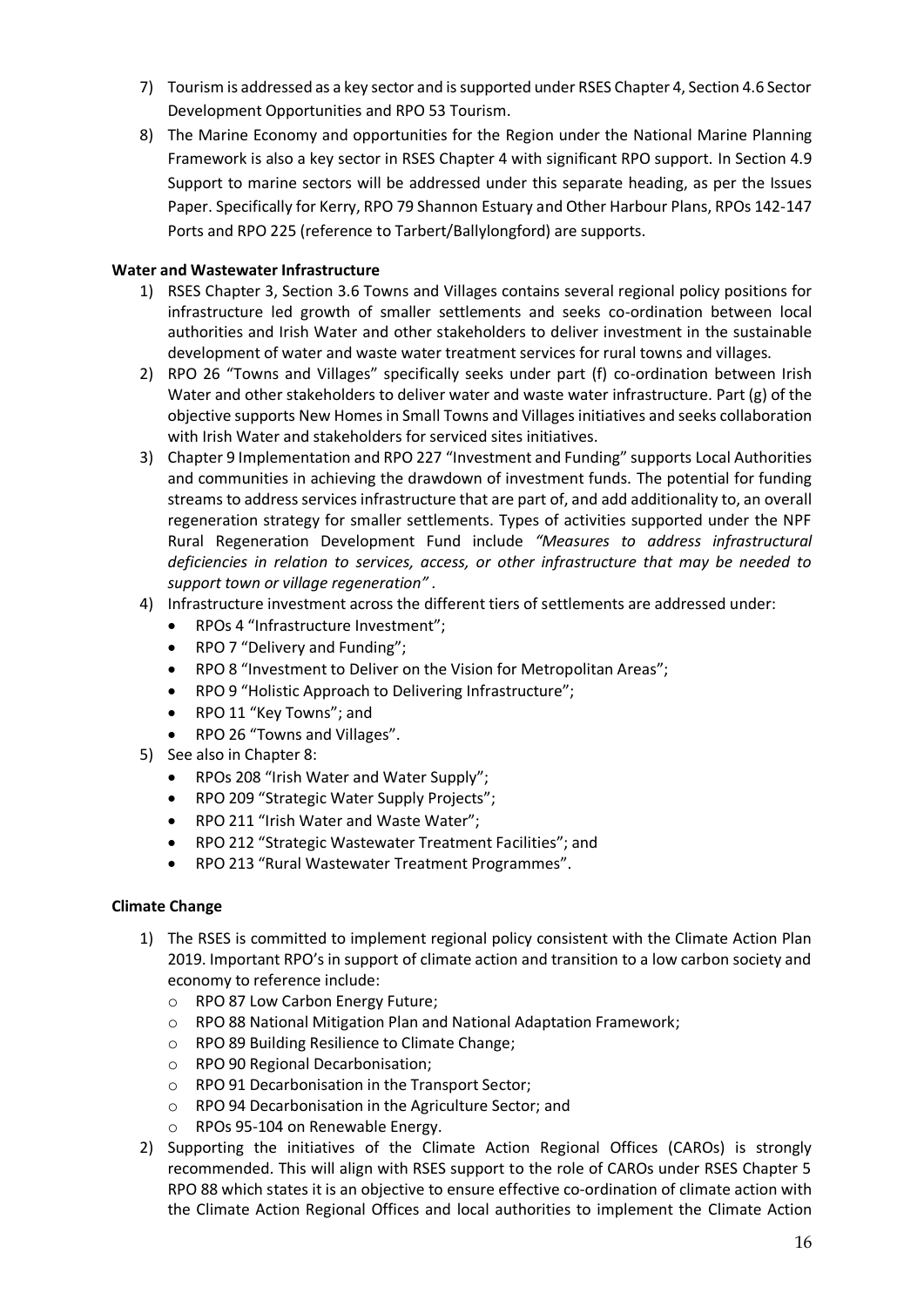7) Tourism is addressed as a key sector and is supported under RSES Chapter 4, Section 4.6 Sector Development Opportunities and RPO 53 Tourism.
8) The Marine Economy and opportunities for the Region under the National Marine Planning Framework is also a key sector in RSES Chapter 4 with significant RPO support. In Section 4.9 Support to marine sectors will be addressed under this separate heading, as per the Issues Paper. Specifically for Kerry, RPO 79 Shannon Estuary and Other Harbour Plans, RPOs 142-147 Ports and RPO 225 (reference to Tarbert/Ballylongford) are supports.

**Water and Wastewater Infrastructure**

1) RSES Chapter 3, Section 3.6 Towns and Villages contains several regional policy positions for infrastructure led growth of smaller settlements and seeks co-ordination between local authorities and Irish Water and other stakeholders to deliver investment in the sustainable development of water and waste water treatment services for rural towns and villages.
2) RPO 26 "Towns and Villages" specifically seeks under part (f) co-ordination between Irish Water and other stakeholders to deliver water and waste water infrastructure. Part (g) of the objective supports New Homes in Small Towns and Villages initiatives and seeks collaboration with Irish Water and stakeholders for serviced sites initiatives.
3) Chapter 9 Implementation and RPO 227 "Investment and Funding" supports Local Authorities and communities in achieving the drawdown of investment funds. The potential for funding streams to address services infrastructure that are part of, and add additionality to, an overall regeneration strategy for smaller settlements. Types of activities supported under the NPF Rural Regeneration Development Fund include *"Measures to address infrastructural deficiencies in relation to services, access, or other infrastructure that may be needed to support town or village regeneration"* .
4) Infrastructure investment across the different tiers of settlements are addressed under:
   - RPOs 4 "Infrastructure Investment";
   - RPO 7 "Delivery and Funding";
   - RPO 8 "Investment to Deliver on the Vision for Metropolitan Areas";
   - RPO 9 "Holistic Approach to Delivering Infrastructure";
   - RPO 11 "Key Towns"; and
   - RPO 26 "Towns and Villages".
5) See also in Chapter 8:
   - RPOs 208 "Irish Water and Water Supply";
   - RPO 209 "Strategic Water Supply Projects";
   - RPO 211 "Irish Water and Waste Water";
   - RPO 212 "Strategic Wastewater Treatment Facilities"; and
   - RPO 213 "Rural Wastewater Treatment Programmes".

**Climate Change**

1) The RSES is committed to implement regional policy consistent with the Climate Action Plan 2019. Important RPO's in support of climate action and transition to a low carbon society and economy to reference include:
   - RPO 87 Low Carbon Energy Future;
   - RPO 88 National Mitigation Plan and National Adaptation Framework;
   - RPO 89 Building Resilience to Climate Change;
   - RPO 90 Regional Decarbonisation;
   - RPO 91 Decarbonisation in the Transport Sector;
   - RPO 94 Decarbonisation in the Agriculture Sector; and
   - RPOs 95-104 on Renewable Energy.
2) Supporting the initiatives of the Climate Action Regional Offices (CAROs) is strongly recommended. This will align with RSES support to the role of CAROs under RSES Chapter 5 RPO 88 which states it is an objective to ensure effective co-ordination of climate action with the Climate Action Regional Offices and local authorities to implement the Climate Action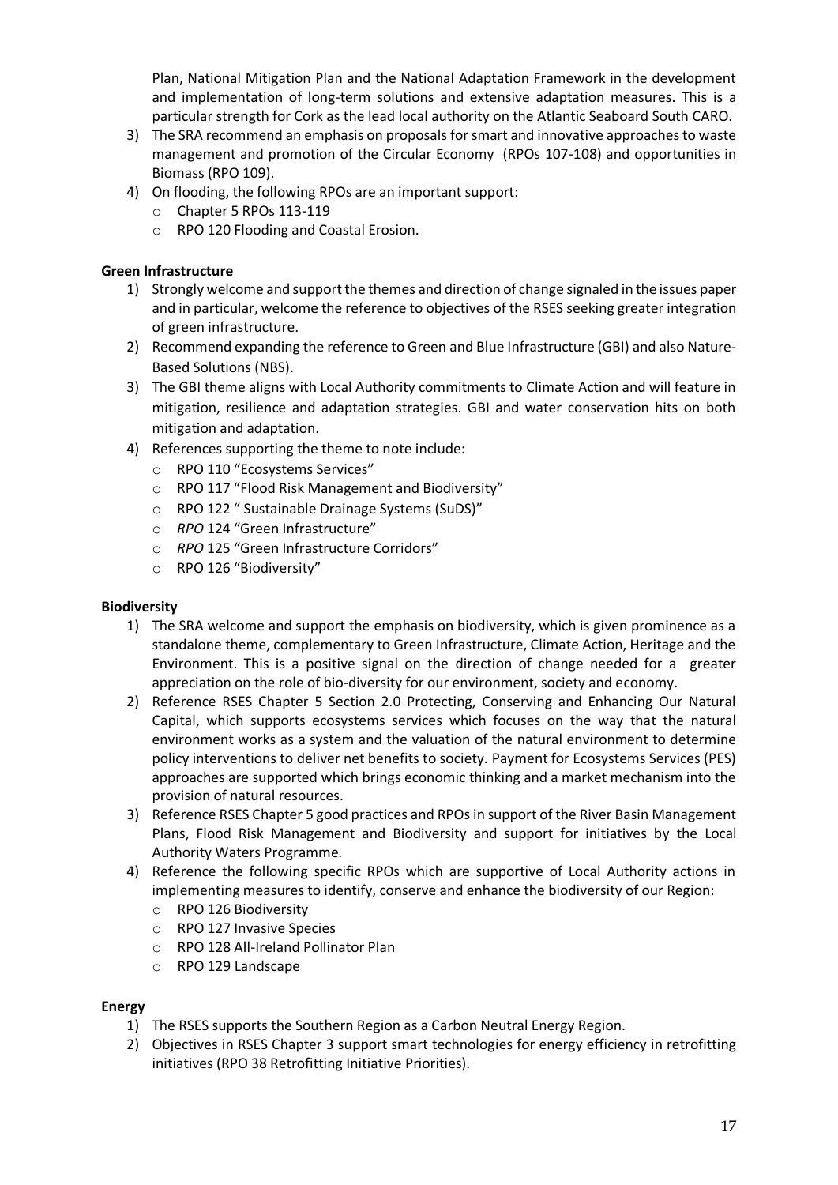Plan, National Mitigation Plan and the National Adaptation Framework in the development and implementation of long-term solutions and extensive adaptation measures. This is a particular strength for Cork as the lead local authority on the Atlantic Seaboard South CARO.

3) The SRA recommend an emphasis on proposals for smart and innovative approaches to waste management and promotion of the Circular Economy (RPOs 107-108) and opportunities in Biomass (RPO 109).
4) On flooding, the following RPOs are an important support:
   - Chapter 5 RPOs 113-119
   - RPO 120 Flooding and Coastal Erosion.

**Green Infrastructure**

1) Strongly welcome and support the themes and direction of change signaled in the issues paper and in particular, welcome the reference to objectives of the RSES seeking greater integration of green infrastructure.
2) Recommend expanding the reference to Green and Blue Infrastructure (GBI) and also Nature-Based Solutions (NBS).
3) The GBI theme aligns with Local Authority commitments to Climate Action and will feature in mitigation, resilience and adaptation strategies. GBI and water conservation hits on both mitigation and adaptation.
4) References supporting the theme to note include:
   - RPO 110 "Ecosystems Services"
   - RPO 117 "Flood Risk Management and Biodiversity"
   - RPO 122 " Sustainable Drainage Systems (SuDS)"
   - *RPO* 124 "Green Infrastructure"
   - *RPO* 125 "Green Infrastructure Corridors"
   - RPO 126 "Biodiversity"

**Biodiversity**

1) The SRA welcome and support the emphasis on biodiversity, which is given prominence as a standalone theme, complementary to Green Infrastructure, Climate Action, Heritage and the Environment. This is a positive signal on the direction of change needed for a greater appreciation on the role of bio-diversity for our environment, society and economy.
2) Reference RSES Chapter 5 Section 2.0 Protecting, Conserving and Enhancing Our Natural Capital, which supports ecosystems services which focuses on the way that the natural environment works as a system and the valuation of the natural environment to determine policy interventions to deliver net benefits to society. Payment for Ecosystems Services (PES) approaches are supported which brings economic thinking and a market mechanism into the provision of natural resources.
3) Reference RSES Chapter 5 good practices and RPOs in support of the River Basin Management Plans, Flood Risk Management and Biodiversity and support for initiatives by the Local Authority Waters Programme.
4) Reference the following specific RPOs which are supportive of Local Authority actions in implementing measures to identify, conserve and enhance the biodiversity of our Region:
   - RPO 126 Biodiversity
   - RPO 127 Invasive Species
   - RPO 128 All-Ireland Pollinator Plan
   - RPO 129 Landscape

**Energy**

1) The RSES supports the Southern Region as a Carbon Neutral Energy Region.
2) Objectives in RSES Chapter 3 support smart technologies for energy efficiency in retrofitting initiatives (RPO 38 Retrofitting Initiative Priorities).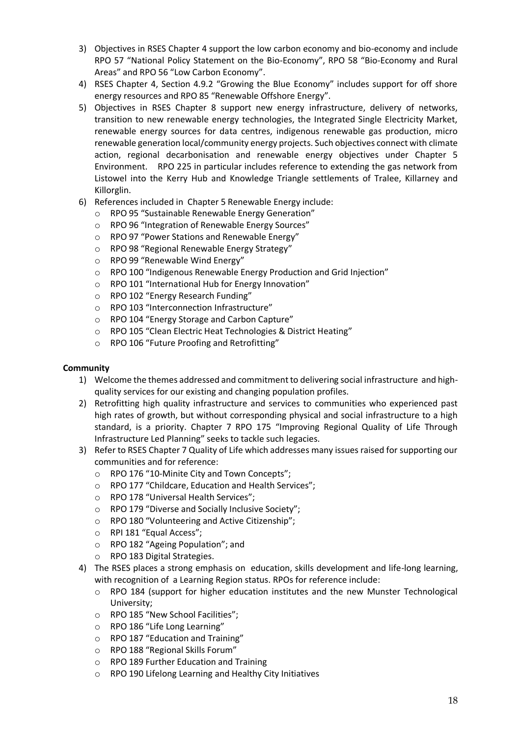3) Objectives in RSES Chapter 4 support the low carbon economy and bio-economy and include RPO 57 "National Policy Statement on the Bio-Economy", RPO 58 "Bio-Economy and Rural Areas" and RPO 56 "Low Carbon Economy".
4) RSES Chapter 4, Section 4.9.2 "Growing the Blue Economy" includes support for off shore energy resources and RPO 85 "Renewable Offshore Energy".
5) Objectives in RSES Chapter 8 support new energy infrastructure, delivery of networks, transition to new renewable energy technologies, the Integrated Single Electricity Market, renewable energy sources for data centres, indigenous renewable gas production, micro renewable generation local/community energy projects. Such objectives connect with climate action, regional decarbonisation and renewable energy objectives under Chapter 5 Environment. RPO 225 in particular includes reference to extending the gas network from Listowel into the Kerry Hub and Knowledge Triangle settlements of Tralee, Killarney and Killorglin.
6) References included in Chapter 5 Renewable Energy include:
   - RPO 95 "Sustainable Renewable Energy Generation"
   - RPO 96 "Integration of Renewable Energy Sources"
   - RPO 97 "Power Stations and Renewable Energy"
   - RPO 98 "Regional Renewable Energy Strategy"
   - RPO 99 "Renewable Wind Energy"
   - RPO 100 "Indigenous Renewable Energy Production and Grid Injection"
   - RPO 101 "International Hub for Energy Innovation"
   - RPO 102 "Energy Research Funding"
   - RPO 103 "Interconnection Infrastructure"
   - RPO 104 "Energy Storage and Carbon Capture"
   - RPO 105 "Clean Electric Heat Technologies & District Heating"
   - RPO 106 "Future Proofing and Retrofitting"

**Community**

1) Welcome the themes addressed and commitment to delivering social infrastructure and high-quality services for our existing and changing population profiles.
2) Retrofitting high quality infrastructure and services to communities who experienced past high rates of growth, but without corresponding physical and social infrastructure to a high standard, is a priority. Chapter 7 RPO 175 "Improving Regional Quality of Life Through Infrastructure Led Planning" seeks to tackle such legacies.
3) Refer to RSES Chapter 7 Quality of Life which addresses many issues raised for supporting our communities and for reference:
   - RPO 176 "10-Minite City and Town Concepts";
   - RPO 177 "Childcare, Education and Health Services";
   - RPO 178 "Universal Health Services";
   - RPO 179 "Diverse and Socially Inclusive Society";
   - RPO 180 "Volunteering and Active Citizenship";
   - RPI 181 "Equal Access";
   - RPO 182 "Ageing Population"; and
   - RPO 183 Digital Strategies.
4) The RSES places a strong emphasis on education, skills development and life-long learning, with recognition of a Learning Region status. RPOs for reference include:
   - RPO 184 (support for higher education institutes and the new Munster Technological University;
   - RPO 185 "New School Facilities";
   - RPO 186 "Life Long Learning"
   - RPO 187 "Education and Training"
   - RPO 188 "Regional Skills Forum"
   - RPO 189 Further Education and Training
   - RPO 190 Lifelong Learning and Healthy City Initiatives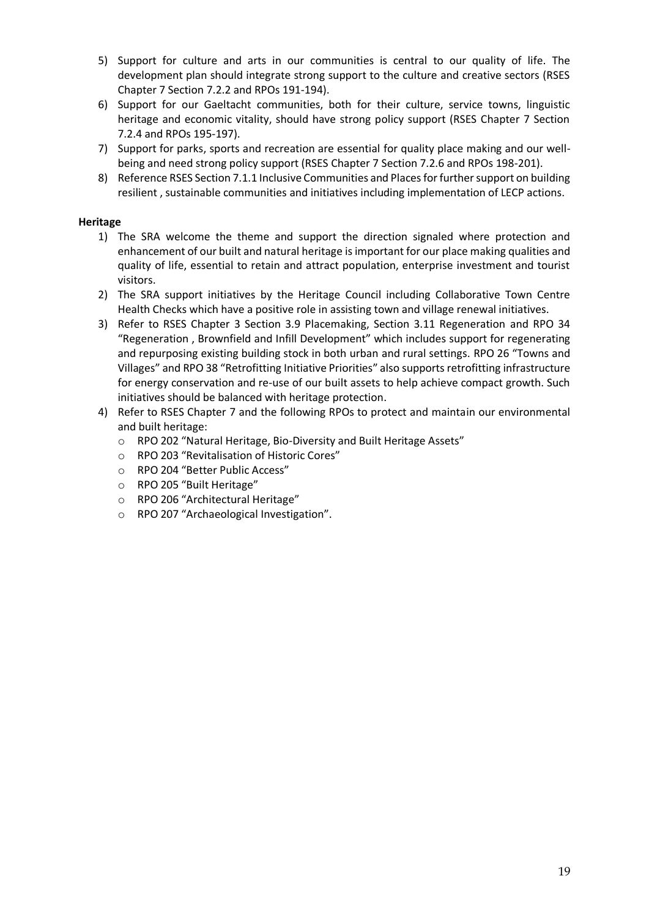5) Support for culture and arts in our communities is central to our quality of life. The development plan should integrate strong support to the culture and creative sectors (RSES Chapter 7 Section 7.2.2 and RPOs 191-194).
6) Support for our Gaeltacht communities, both for their culture, service towns, linguistic heritage and economic vitality, should have strong policy support (RSES Chapter 7 Section 7.2.4 and RPOs 195-197).
7) Support for parks, sports and recreation are essential for quality place making and our well-being and need strong policy support (RSES Chapter 7 Section 7.2.6 and RPOs 198-201).
8) Reference RSES Section 7.1.1 Inclusive Communities and Places for further support on building resilient , sustainable communities and initiatives including implementation of LECP actions.

**Heritage**

1) The SRA welcome the theme and support the direction signaled where protection and enhancement of our built and natural heritage is important for our place making qualities and quality of life, essential to retain and attract population, enterprise investment and tourist visitors.
2) The SRA support initiatives by the Heritage Council including Collaborative Town Centre Health Checks which have a positive role in assisting town and village renewal initiatives.
3) Refer to RSES Chapter 3 Section 3.9 Placemaking, Section 3.11 Regeneration and RPO 34 "Regeneration , Brownfield and Infill Development" which includes support for regenerating and repurposing existing building stock in both urban and rural settings. RPO 26 "Towns and Villages" and RPO 38 "Retrofitting Initiative Priorities" also supports retrofitting infrastructure for energy conservation and re-use of our built assets to help achieve compact growth. Such initiatives should be balanced with heritage protection.
4) Refer to RSES Chapter 7 and the following RPOs to protect and maintain our environmental and built heritage:
   - RPO 202 "Natural Heritage, Bio-Diversity and Built Heritage Assets"
   - RPO 203 "Revitalisation of Historic Cores"
   - RPO 204 "Better Public Access"
   - RPO 205 "Built Heritage"
   - RPO 206 "Architectural Heritage"
   - RPO 207 "Archaeological Investigation".